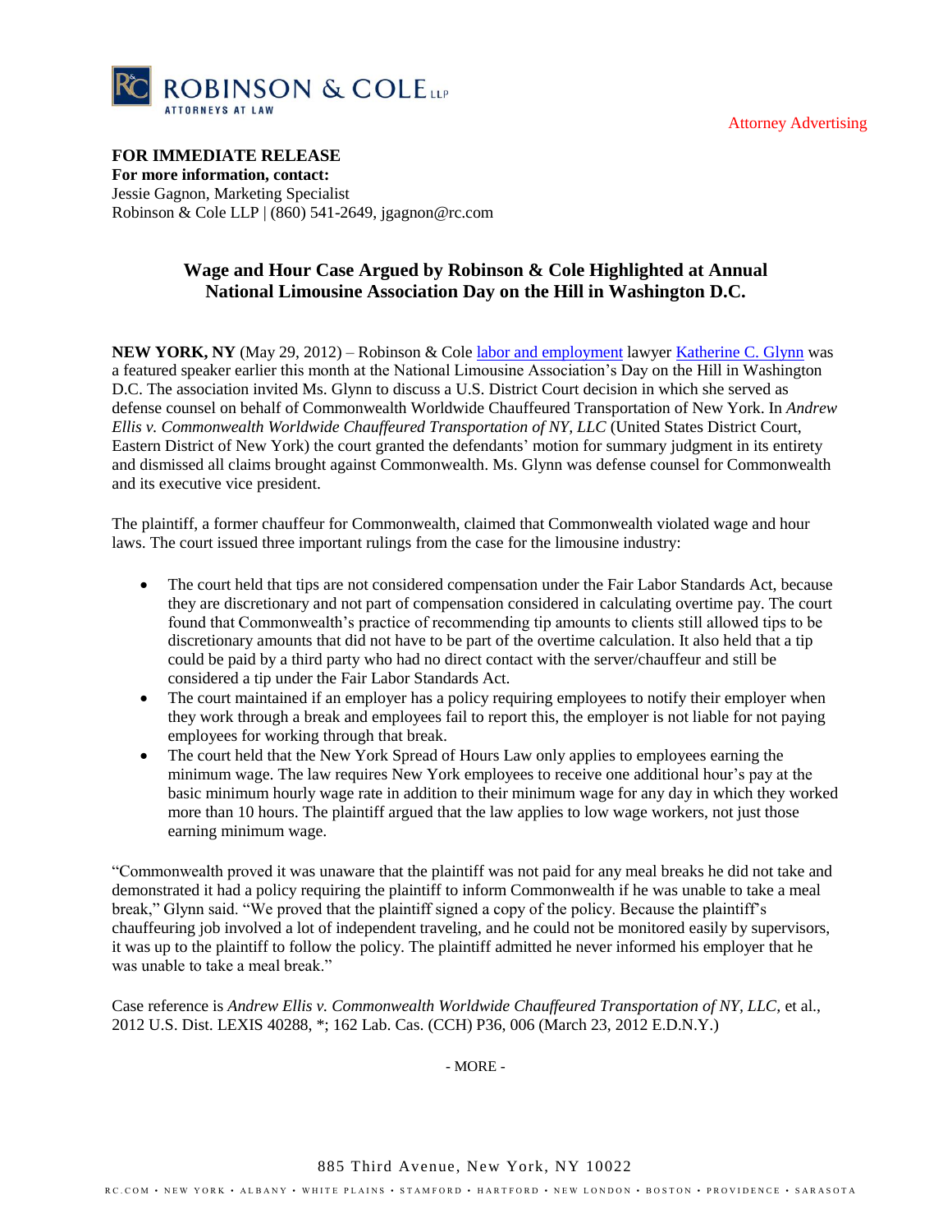Attorney Advertising

**FOR IMMEDIATE RELEASE**
**For more information, contact:**
Jessie Gagnon, Marketing Specialist
Robinson & Cole LLP | (860) 541-2649, jgagnon@rc.com

## Wage and Hour Case Argued by Robinson & Cole Highlighted at Annual National Limousine Association Day on the Hill in Washington D.C.

**NEW YORK, NY** (May 29, 2012) – Robinson & Cole labor and employment lawyer Katherine C. Glynn was a featured speaker earlier this month at the National Limousine Association's Day on the Hill in Washington D.C. The association invited Ms. Glynn to discuss a U.S. District Court decision in which she served as defense counsel on behalf of Commonwealth Worldwide Chauffeured Transportation of New York. In *Andrew Ellis v. Commonwealth Worldwide Chauffeured Transportation of NY, LLC* (United States District Court, Eastern District of New York) the court granted the defendants' motion for summary judgment in its entirety and dismissed all claims brought against Commonwealth. Ms. Glynn was defense counsel for Commonwealth and its executive vice president.

The plaintiff, a former chauffeur for Commonwealth, claimed that Commonwealth violated wage and hour laws. The court issued three important rulings from the case for the limousine industry:

- The court held that tips are not considered compensation under the Fair Labor Standards Act, because they are discretionary and not part of compensation considered in calculating overtime pay. The court found that Commonwealth's practice of recommending tip amounts to clients still allowed tips to be discretionary amounts that did not have to be part of the overtime calculation. It also held that a tip could be paid by a third party who had no direct contact with the server/chauffeur and still be considered a tip under the Fair Labor Standards Act.
- The court maintained if an employer has a policy requiring employees to notify their employer when they work through a break and employees fail to report this, the employer is not liable for not paying employees for working through that break.
- The court held that the New York Spread of Hours Law only applies to employees earning the minimum wage. The law requires New York employees to receive one additional hour's pay at the basic minimum hourly wage rate in addition to their minimum wage for any day in which they worked more than 10 hours. The plaintiff argued that the law applies to low wage workers, not just those earning minimum wage.

"Commonwealth proved it was unaware that the plaintiff was not paid for any meal breaks he did not take and demonstrated it had a policy requiring the plaintiff to inform Commonwealth if he was unable to take a meal break," Glynn said. "We proved that the plaintiff signed a copy of the policy. Because the plaintiff's chauffeuring job involved a lot of independent traveling, and he could not be monitored easily by supervisors, it was up to the plaintiff to follow the policy. The plaintiff admitted he never informed his employer that he was unable to take a meal break."

Case reference is *Andrew Ellis v. Commonwealth Worldwide Chauffeured Transportation of NY, LLC*, et al., 2012 U.S. Dist. LEXIS 40288, *; 162 Lab. Cas. (CCH) P36, 006 (March 23, 2012 E.D.N.Y.)

- MORE -

885 Third Avenue, New York, NY 10022

RC.COM • NEW YORK • ALBANY • WHITE PLAINS • STAMFORD • HARTFORD • NEW LONDON • BOSTON • PROVIDENCE • SARASOTA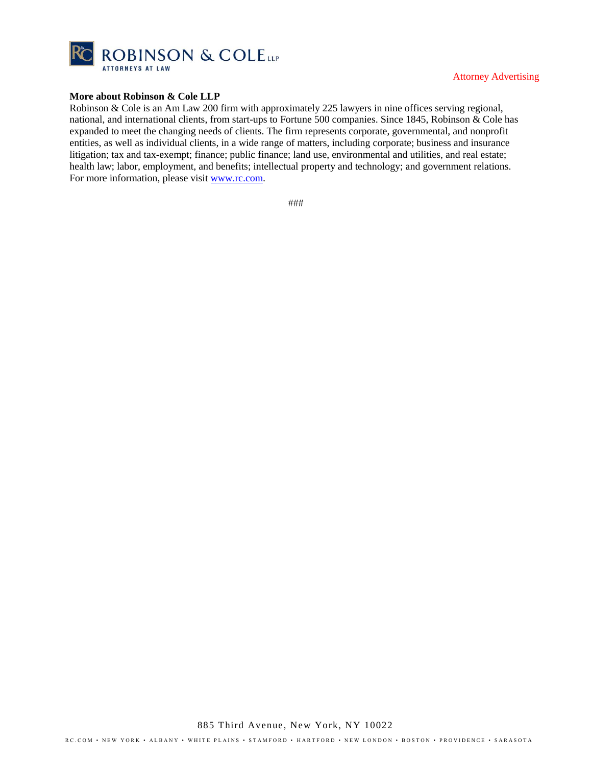Attorney Advertising

**More about Robinson & Cole LLP**

Robinson & Cole is an Am Law 200 firm with approximately 225 lawyers in nine offices serving regional, national, and international clients, from start-ups to Fortune 500 companies. Since 1845, Robinson & Cole has expanded to meet the changing needs of clients. The firm represents corporate, governmental, and nonprofit entities, as well as individual clients, in a wide range of matters, including corporate; business and insurance litigation; tax and tax-exempt; finance; public finance; land use, environmental and utilities, and real estate; health law; labor, employment, and benefits; intellectual property and technology; and government relations. For more information, please visit www.rc.com.

###